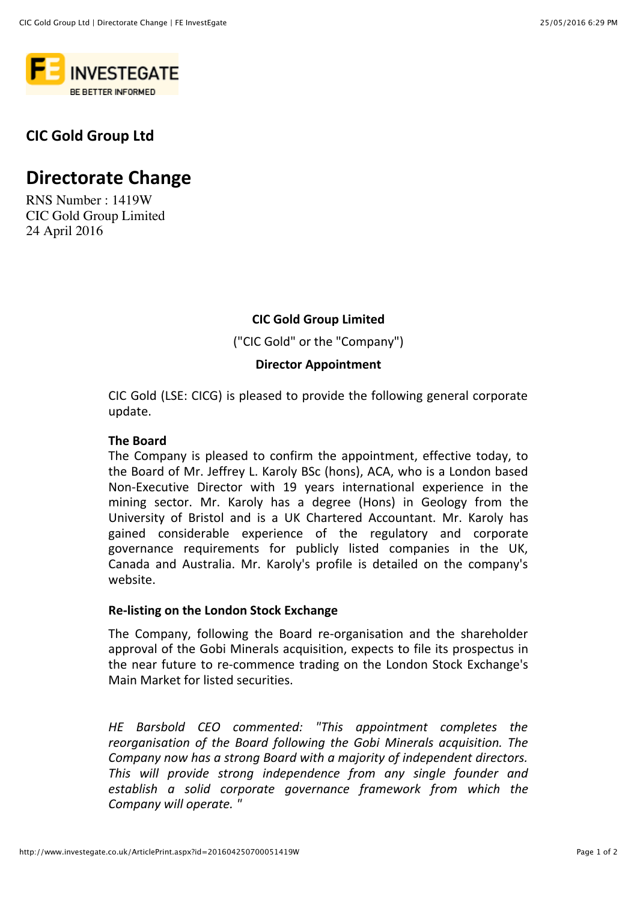## CIC Gold Group Ltd

# Directorate Change

RNS Number : 1419W
CIC Gold Group Limited
24 April 2016

**CIC Gold Group Limited**

("CIC Gold" or the "Company")

**Director Appointment**

CIC Gold (LSE: CICG) is pleased to provide the following general corporate update.

**The Board**

The Company is pleased to confirm the appointment, effective today, to the Board of Mr. Jeffrey L. Karoly BSc (hons), ACA, who is a London based Non-Executive Director with 19 years international experience in the mining sector. Mr. Karoly has a degree (Hons) in Geology from the University of Bristol and is a UK Chartered Accountant. Mr. Karoly has gained considerable experience of the regulatory and corporate governance requirements for publicly listed companies in the UK, Canada and Australia. Mr. Karoly's profile is detailed on the company's website.

**Re-listing on the London Stock Exchange**

The Company, following the Board re-organisation and the shareholder approval of the Gobi Minerals acquisition, expects to file its prospectus in the near future to re-commence trading on the London Stock Exchange's Main Market for listed securities.

*HE Barsbold CEO commented: "This appointment completes the reorganisation of the Board following the Gobi Minerals acquisition. The Company now has a strong Board with a majority of independent directors. This will provide strong independence from any single founder and establish a solid corporate governance framework from which the Company will operate. "*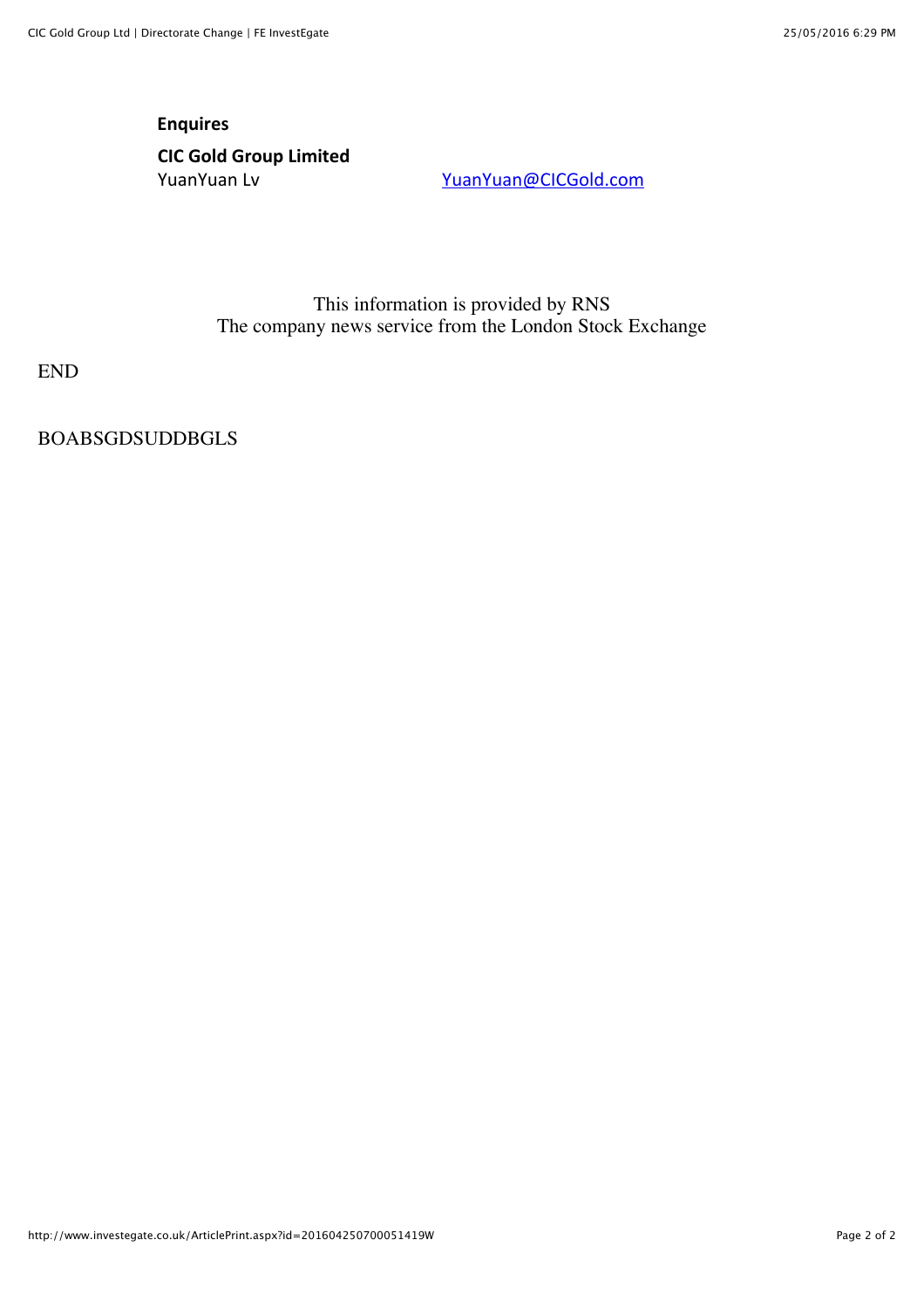**Enquires**

**CIC Gold Group Limited**

YuanYuan Lv    YuanYuan@CICGold.com

This information is provided by RNS
The company news service from the London Stock Exchange

END

BOABSGDSUDDBGLS